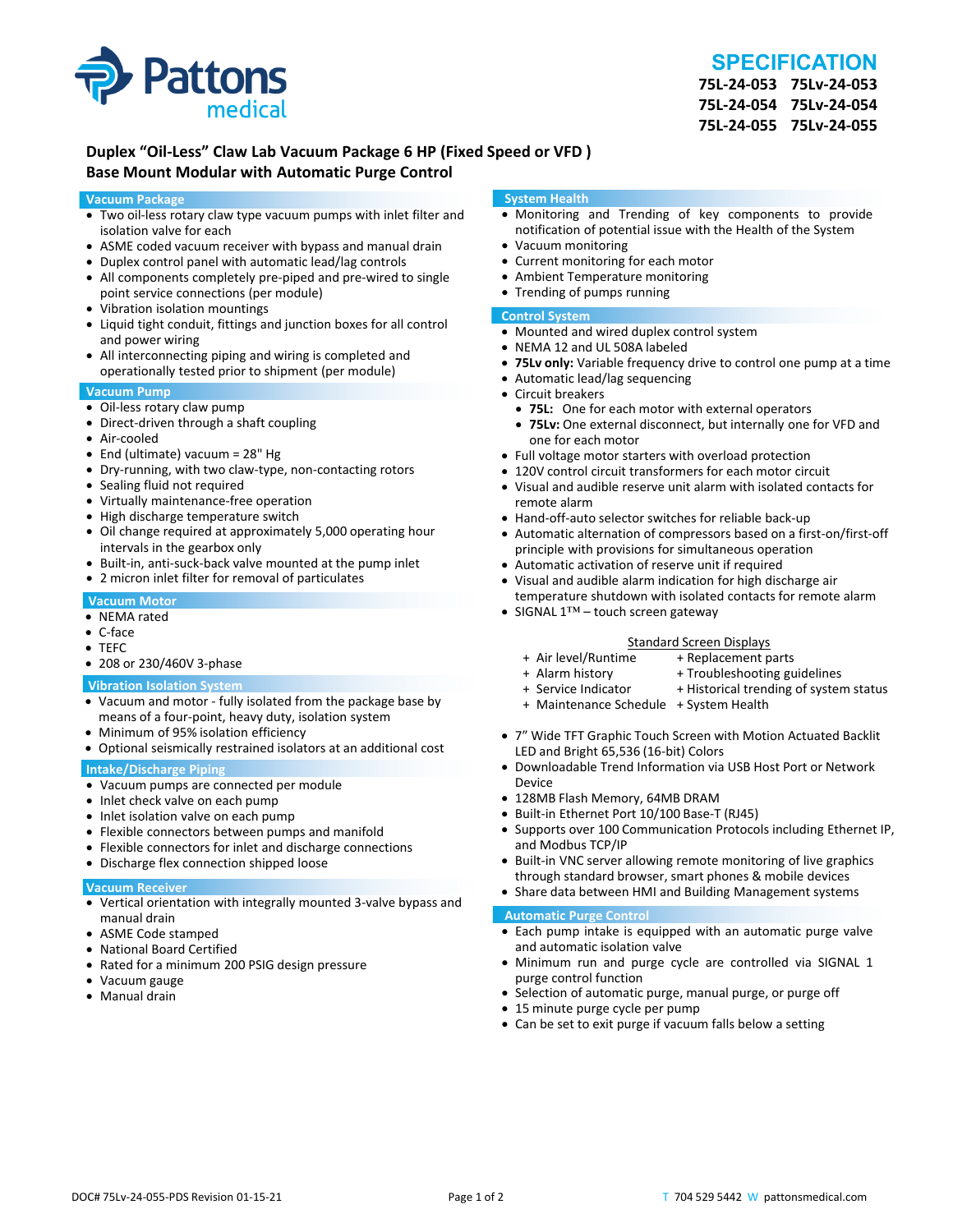Pattons medical

# SPECIFICATION

**75L-24-053 75Lv-24-053**
**75L-24-054 75Lv-24-054**
**75L-24-055 75Lv-24-055**

## Duplex "Oil-Less" Claw Lab Vacuum Package 6 HP (Fixed Speed or VFD )
## Base Mount Modular with Automatic Purge Control

### Vacuum Package

- Two oil-less rotary claw type vacuum pumps with inlet filter and isolation valve for each
- ASME coded vacuum receiver with bypass and manual drain
- Duplex control panel with automatic lead/lag controls
- All components completely pre-piped and pre-wired to single point service connections (per module)
- Vibration isolation mountings
- Liquid tight conduit, fittings and junction boxes for all control and power wiring
- All interconnecting piping and wiring is completed and operationally tested prior to shipment (per module)

### Vacuum Pump

- Oil-less rotary claw pump
- Direct-driven through a shaft coupling
- Air-cooled
- End (ultimate) vacuum = 28" Hg
- Dry-running, with two claw-type, non-contacting rotors
- Sealing fluid not required
- Virtually maintenance-free operation
- High discharge temperature switch
- Oil change required at approximately 5,000 operating hour intervals in the gearbox only
- Built-in, anti-suck-back valve mounted at the pump inlet
- 2 micron inlet filter for removal of particulates

### Vacuum Motor

- NEMA rated
- C-face
- TEFC
- 208 or 230/460V 3-phase

### Vibration Isolation System

- Vacuum and motor - fully isolated from the package base by means of a four-point, heavy duty, isolation system
- Minimum of 95% isolation efficiency
- Optional seismically restrained isolators at an additional cost

### Intake/Discharge Piping

- Vacuum pumps are connected per module
- Inlet check valve on each pump
- Inlet isolation valve on each pump
- Flexible connectors between pumps and manifold
- Flexible connectors for inlet and discharge connections
- Discharge flex connection shipped loose

### Vacuum Receiver

- Vertical orientation with integrally mounted 3-valve bypass and manual drain
- ASME Code stamped
- National Board Certified
- Rated for a minimum 200 PSIG design pressure
- Vacuum gauge
- Manual drain

### System Health

- Monitoring and Trending of key components to provide notification of potential issue with the Health of the System
- Vacuum monitoring
- Current monitoring for each motor
- Ambient Temperature monitoring
- Trending of pumps running

### Control System

- Mounted and wired duplex control system
- NEMA 12 and UL 508A labeled
- **75Lv only:** Variable frequency drive to control one pump at a time
- Automatic lead/lag sequencing
- Circuit breakers
  - **75L:** One for each motor with external operators
  - **75Lv:** One external disconnect, but internally one for VFD and one for each motor
- Full voltage motor starters with overload protection
- 120V control circuit transformers for each motor circuit
- Visual and audible reserve unit alarm with isolated contacts for remote alarm
- Hand-off-auto selector switches for reliable back-up
- Automatic alternation of compressors based on a first-on/first-off principle with provisions for simultaneous operation
- Automatic activation of reserve unit if required
- Visual and audible alarm indication for high discharge air temperature shutdown with isolated contacts for remote alarm
- SIGNAL 1™ – touch screen gateway

Standard Screen Displays

| | |
|---|---|
| + Air level/Runtime | + Replacement parts |
| + Alarm history | + Troubleshooting guidelines |
| + Service Indicator | + Historical trending of system status |
| + Maintenance Schedule | + System Health |

- 7" Wide TFT Graphic Touch Screen with Motion Actuated Backlit LED and Bright 65,536 (16-bit) Colors
- Downloadable Trend Information via USB Host Port or Network Device
- 128MB Flash Memory, 64MB DRAM
- Built-in Ethernet Port 10/100 Base-T (RJ45)
- Supports over 100 Communication Protocols including Ethernet IP, and Modbus TCP/IP
- Built-in VNC server allowing remote monitoring of live graphics through standard browser, smart phones & mobile devices
- Share data between HMI and Building Management systems

### Automatic Purge Control

- Each pump intake is equipped with an automatic purge valve and automatic isolation valve
- Minimum run and purge cycle are controlled via SIGNAL 1 purge control function
- Selection of automatic purge, manual purge, or purge off
- 15 minute purge cycle per pump
- Can be set to exit purge if vacuum falls below a setting

DOC# 75Lv-24-055-PDS Revision 01-15-21

T 704 529 5442 W pattonsmedical.com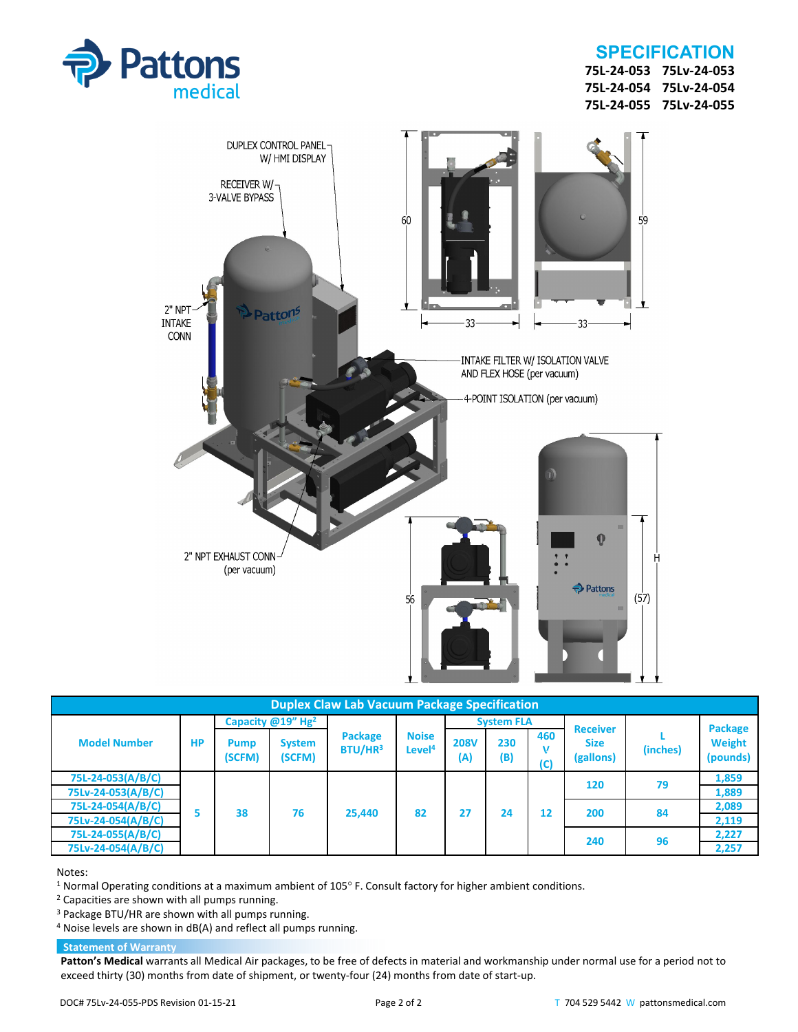# SPECIFICATION

**75L-24-053 75Lv-24-053**
**75L-24-054 75Lv-24-054**
**75L-24-055 75Lv-24-055**

DUPLEX CONTROL PANEL W/ HMI DISPLAY

RECEIVER W/ 3-VALVE BYPASS

2" NPT INTAKE CONN

INTAKE FILTER W/ ISOLATION VALVE AND FLEX HOSE (per vacuum)

4-POINT ISOLATION (per vacuum)

2" NPT EXHAUST CONN (per vacuum)

60

59

33

33

56

H

(57)

| Duplex Claw Lab Vacuum Package Specification | | | | | | | | | | | |
|---|---|---|---|---|---|---|---|---|---|---|---|
| Model Number | HP | Capacity @19" Hg[2] | | Package BTU/HR[3] | Noise Level[4] | System FLA | | | Receiver Size (gallons) | L (inches) | Package Weight (pounds) |
| | | Pump (SCFM) | System (SCFM) | | | 208V (A) | 230 (B) | 460 V (C) | | | |
| 75L-24-053(A/B/C) | 5 | 38 | 76 | 25,440 | 82 | 27 | 24 | 12 | 120 | 79 | 1,859 |
| 75Lv-24-053(A/B/C) | | | | | | | | | | | 1,889 |
| 75L-24-054(A/B/C) | | | | | | | | | 200 | 84 | 2,089 |
| 75Lv-24-054(A/B/C) | | | | | | | | | | | 2,119 |
| 75L-24-055(A/B/C) | | | | | | | | | 240 | 96 | 2,227 |
| 75Lv-24-054(A/B/C) | | | | | | | | | | | 2,257 |

Notes:

[1] Normal Operating conditions at a maximum ambient of 105° F. Consult factory for higher ambient conditions.
[2] Capacities are shown with all pumps running.
[3] Package BTU/HR are shown with all pumps running.
[4] Noise levels are shown in dB(A) and reflect all pumps running.

## Statement of Warranty

**Patton's Medical** warrants all Medical Air packages, to be free of defects in material and workmanship under normal use for a period not to exceed thirty (30) months from date of shipment, or twenty-four (24) months from date of start-up.

DOC# 75Lv-24-055-PDS Revision 01-15-21 T 704 529 5442 W pattonsmedical.com